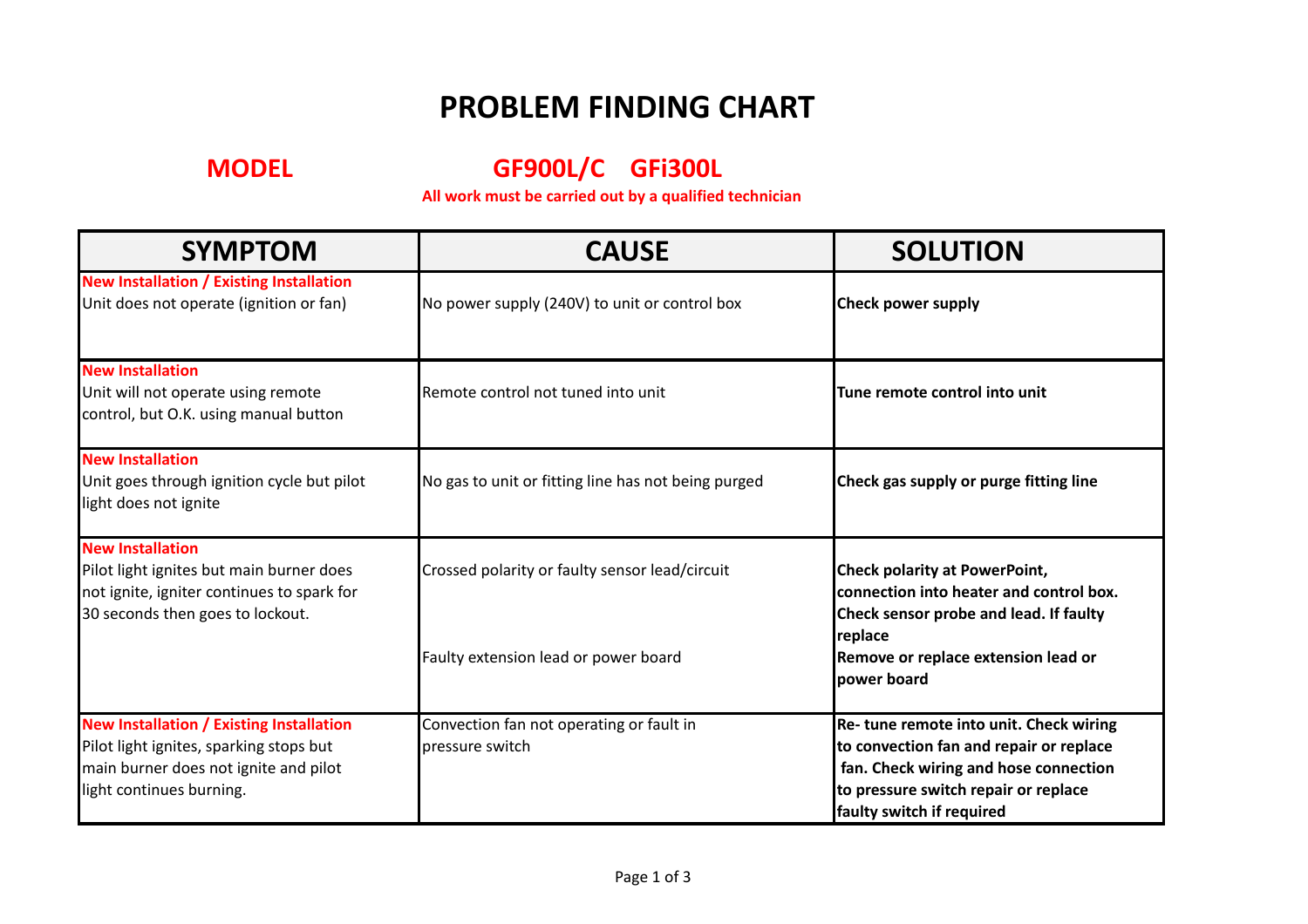# PROBLEM FINDING CHART

## MODEL GF900L/C GFi300L

**All work must be carried out by a qualified technician**

| SYMPTOM | CAUSE | SOLUTION |
|---|---|---|
| **New Installation / Existing Installation**<br>Unit does not operate (ignition or fan) | No power supply (240V) to unit or control box | **Check power supply** |
| **New Installation**<br>Unit will not operate using remote control, but O.K. using manual button | Remote control not tuned into unit | **Tune remote control into unit** |
| **New Installation**<br>Unit goes through ignition cycle but pilot light does not ignite | No gas to unit or fitting line has not being purged | **Check gas supply or purge fitting line** |
| **New Installation**<br>Pilot light ignites but main burner does not ignite, igniter continues to spark for 30 seconds then goes to lockout. | Crossed polarity or faulty sensor lead/circuit<br><br>Faulty extension lead or power board | **Check polarity at PowerPoint, connection into heater and control box. Check sensor probe and lead. If faulty replace**<br>**Remove or replace extension lead or power board** |
| **New Installation / Existing Installation**<br>Pilot light ignites, sparking stops but main burner does not ignite and pilot light continues burning. | Convection fan not operating or fault in pressure switch | **Re- tune remote into unit. Check wiring to convection fan and repair or replace fan. Check wiring and hose connection to pressure switch repair or replace faulty switch if required** |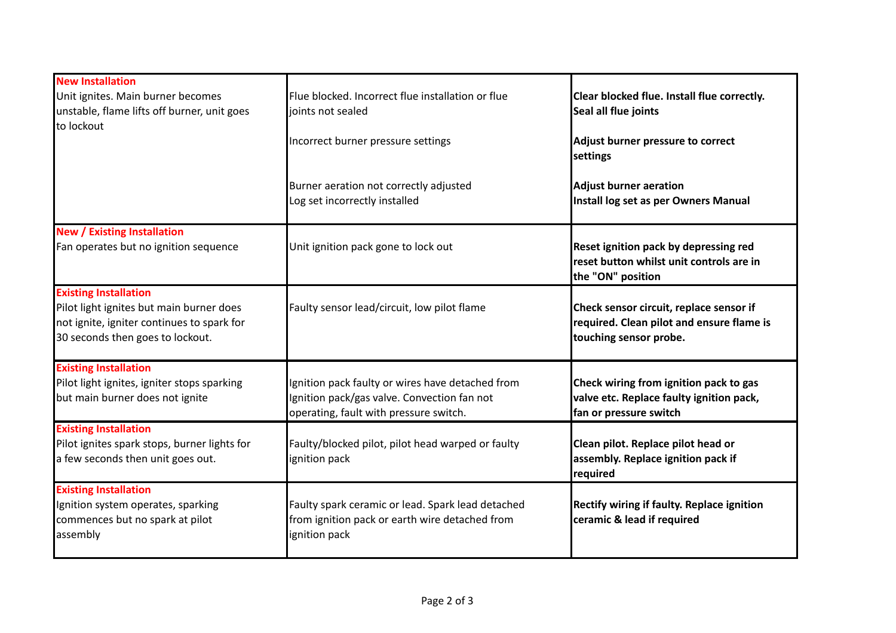| | | |
|---|---|---|
| **New Installation**<br>Unit ignites. Main burner becomes unstable, flame lifts off burner, unit goes to lockout | Flue blocked. Incorrect flue installation or flue joints not sealed<br><br>Incorrect burner pressure settings<br><br>Burner aeration not correctly adjusted<br>Log set incorrectly installed | **Clear blocked flue. Install flue correctly. Seal all flue joints**<br><br>**Adjust burner pressure to correct settings**<br><br>**Adjust burner aeration**<br>**Install log set as per Owners Manual** |
| **New / Existing Installation**<br>Fan operates but no ignition sequence | Unit ignition pack gone to lock out | **Reset ignition pack by depressing red reset button whilst unit controls are in the "ON" position** |
| **Existing Installation**<br>Pilot light ignites but main burner does not ignite, igniter continues to spark for 30 seconds then goes to lockout. | Faulty sensor lead/circuit, low pilot flame | **Check sensor circuit, replace sensor if required. Clean pilot and ensure flame is touching sensor probe.** |
| **Existing Installation**<br>Pilot light ignites, igniter stops sparking but main burner does not ignite | Ignition pack faulty or wires have detached from Ignition pack/gas valve. Convection fan not operating, fault with pressure switch. | **Check wiring from ignition pack to gas valve etc. Replace faulty ignition pack, fan or pressure switch** |
| **Existing Installation**<br>Pilot ignites spark stops, burner lights for a few seconds then unit goes out. | Faulty/blocked pilot, pilot head warped or faulty ignition pack | **Clean pilot. Replace pilot head or assembly. Replace ignition pack if required** |
| **Existing Installation**<br>Ignition system operates, sparking commences but no spark at pilot assembly | Faulty spark ceramic or lead. Spark lead detached from ignition pack or earth wire detached from ignition pack | **Rectify wiring if faulty. Replace ignition ceramic & lead if required** |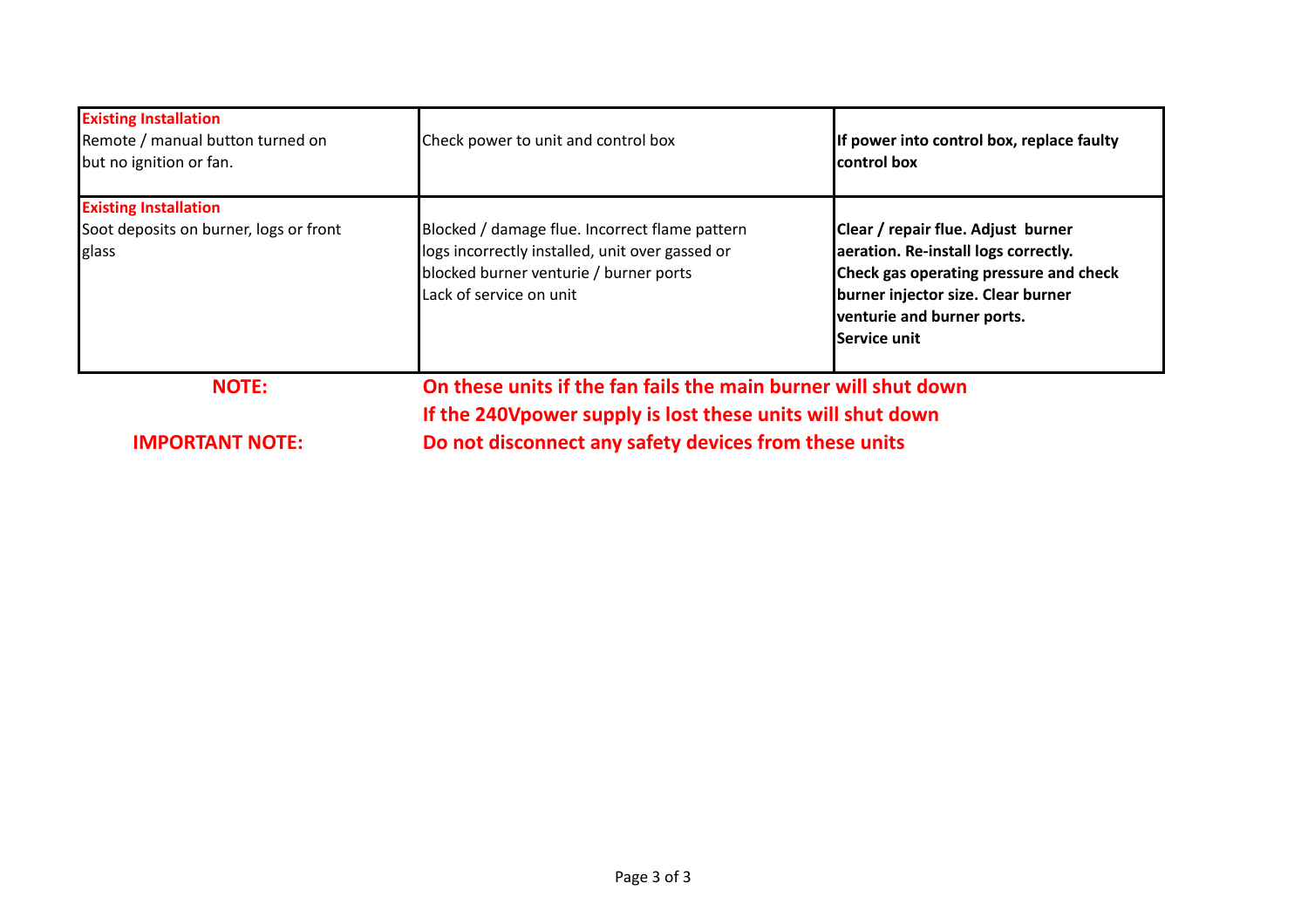| | | |
|---|---|---|
| **Existing Installation**<br>Remote / manual button turned on but no ignition or fan. | Check power to unit and control box | **If power into control box, replace faulty control box** |
| **Existing Installation**<br>Soot deposits on burner, logs or front glass | Blocked / damage flue. Incorrect flame pattern logs incorrectly installed, unit over gassed or blocked burner venturie / burner ports<br>Lack of service on unit | **Clear / repair flue. Adjust burner aeration. Re-install logs correctly. Check gas operating pressure and check burner injector size. Clear burner venturie and burner ports.**<br>**Service unit** |

**NOTE:** **On these units if the fan fails the main burner will shut down**
**If the 240Vpower supply is lost these units will shut down**

**IMPORTANT NOTE:** **Do not disconnect any safety devices from these units**